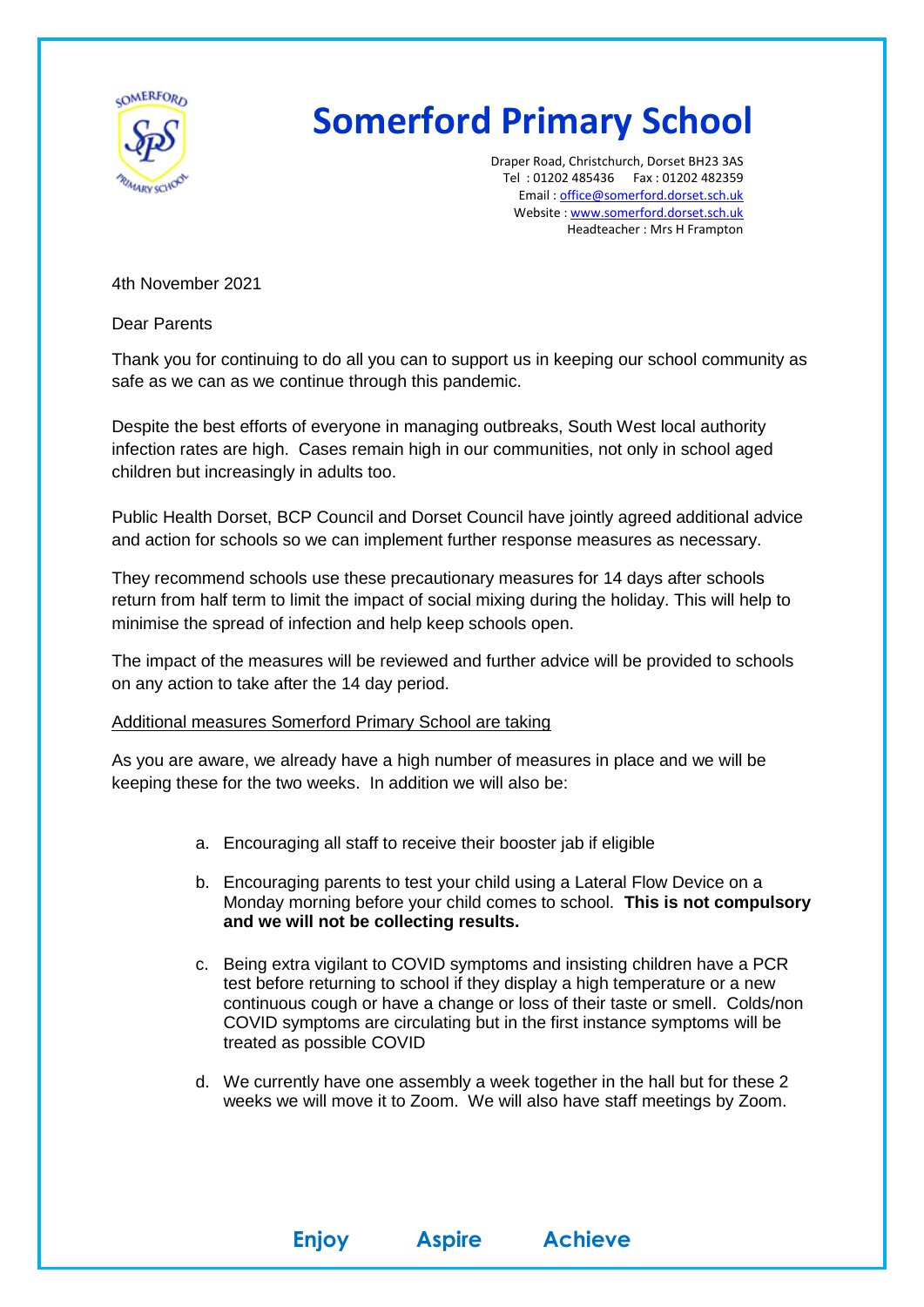# Somerford Primary School

Draper Road, Christchurch, Dorset BH23 3AS
Tel : 01202 485436 Fax : 01202 482359
Email : office@somerford.dorset.sch.uk
Website : www.somerford.dorset.sch.uk
Headteacher : Mrs H Frampton

4th November 2021

Dear Parents

Thank you for continuing to do all you can to support us in keeping our school community as safe as we can as we continue through this pandemic.

Despite the best efforts of everyone in managing outbreaks, South West local authority infection rates are high. Cases remain high in our communities, not only in school aged children but increasingly in adults too.

Public Health Dorset, BCP Council and Dorset Council have jointly agreed additional advice and action for schools so we can implement further response measures as necessary.

They recommend schools use these precautionary measures for 14 days after schools return from half term to limit the impact of social mixing during the holiday. This will help to minimise the spread of infection and help keep schools open.

The impact of the measures will be reviewed and further advice will be provided to schools on any action to take after the 14 day period.

Additional measures Somerford Primary School are taking

As you are aware, we already have a high number of measures in place and we will be keeping these for the two weeks. In addition we will also be:

a. Encouraging all staff to receive their booster jab if eligible

b. Encouraging parents to test your child using a Lateral Flow Device on a Monday morning before your child comes to school. **This is not compulsory and we will not be collecting results.**

c. Being extra vigilant to COVID symptoms and insisting children have a PCR test before returning to school if they display a high temperature or a new continuous cough or have a change or loss of their taste or smell. Colds/non COVID symptoms are circulating but in the first instance symptoms will be treated as possible COVID

d. We currently have one assembly a week together in the hall but for these 2 weeks we will move it to Zoom. We will also have staff meetings by Zoom.

**Enjoy Aspire Achieve**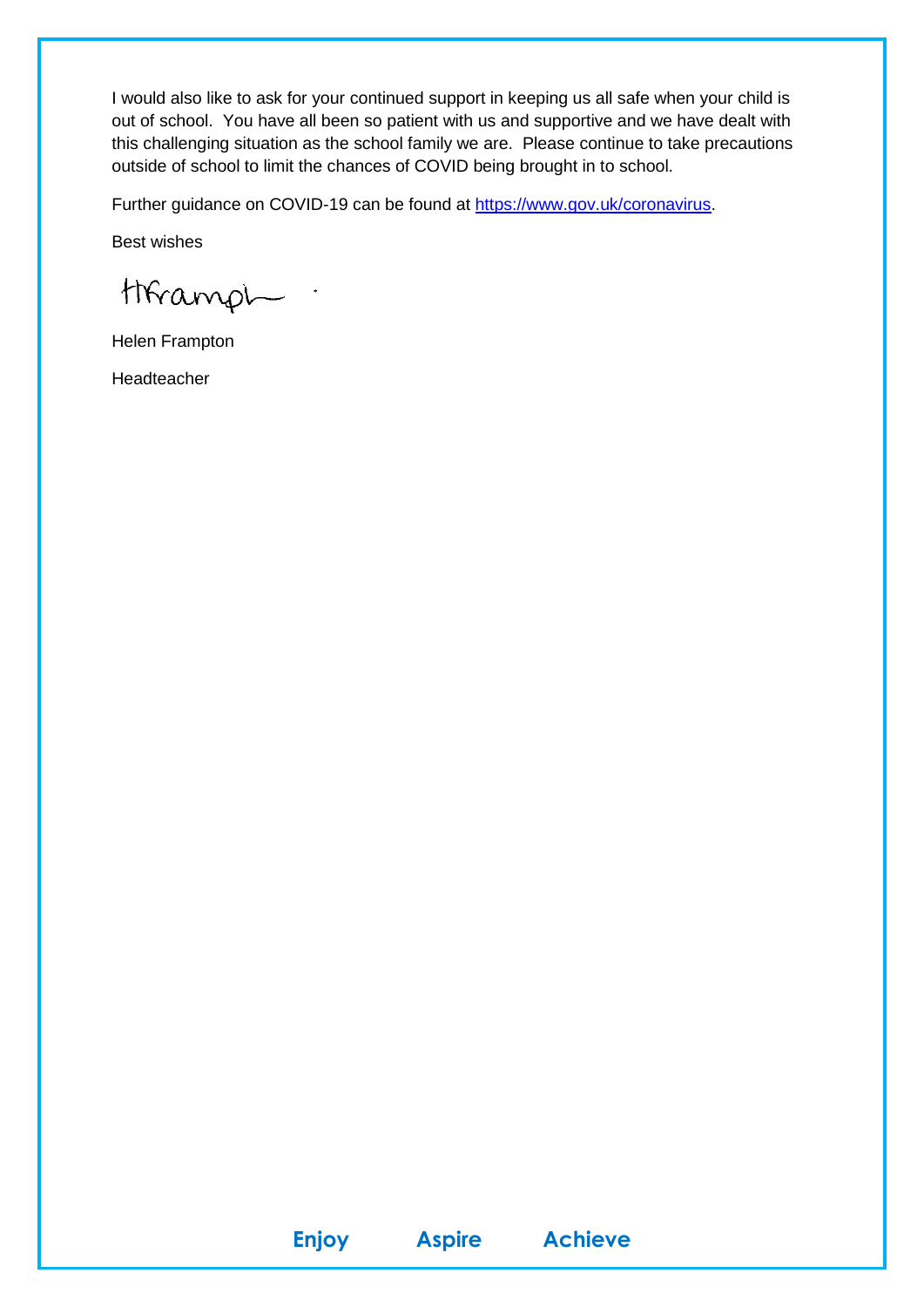I would also like to ask for your continued support in keeping us all safe when your child is out of school. You have all been so patient with us and supportive and we have dealt with this challenging situation as the school family we are. Please continue to take precautions outside of school to limit the chances of COVID being brought in to school.

Further guidance on COVID-19 can be found at [https://www.gov.uk/coronavirus](https://www.gov.uk/coronavirus).

Best wishes

HFrampton

Helen Frampton

Headteacher